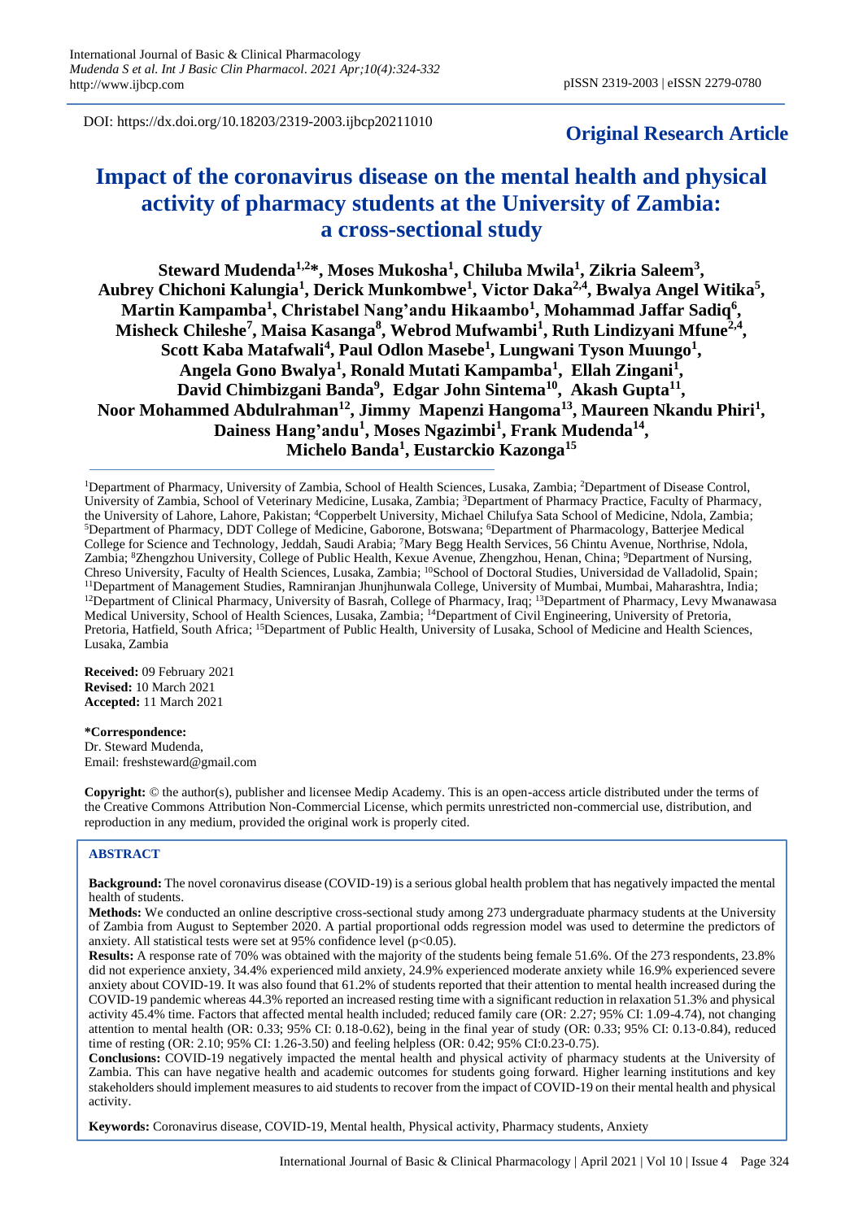DOI: https://dx.doi.org/10.18203/2319-2003.ijbcp20211010

**Original Research Article**

# Impact of the coronavirus disease on the mental health and physical activity of pharmacy students at the University of Zambia: a cross-sectional study

**Steward Mudenda[1,2]*, Moses Mukosha[1], Chiluba Mwila[1], Zikria Saleem[3], Aubrey Chichoni Kalungia[1], Derick Munkombwe[1], Victor Daka[2,4], Bwalya Angel Witika[5], Martin Kampamba[1], Christabel Nang'andu Hikaambo[1], Mohammad Jaffar Sadiq[6], Misheck Chileshe[7], Maisa Kasanga[8], Webrod Mufwambi[1], Ruth Lindizyani Mfune[2,4], Scott Kaba Matafwali[4], Paul Odlon Masebe[1], Lungwani Tyson Muungo[1], Angela Gono Bwalya[1], Ronald Mutati Kampamba[1], Ellah Zingani[1], David Chimbizgani Banda[9], Edgar John Sintema[10], Akash Gupta[11], Noor Mohammed Abdulrahman[12], Jimmy Mapenzi Hangoma[13], Maureen Nkandu Phiri[1], Dainess Hang'andu[1], Moses Ngazimbi[1], Frank Mudenda[14], Michelo Banda[1], Eustarckio Kazonga[15]**

[1]Department of Pharmacy, University of Zambia, School of Health Sciences, Lusaka, Zambia; [2]Department of Disease Control, University of Zambia, School of Veterinary Medicine, Lusaka, Zambia; [3]Department of Pharmacy Practice, Faculty of Pharmacy, the University of Lahore, Lahore, Pakistan; [4]Copperbelt University, Michael Chilufya Sata School of Medicine, Ndola, Zambia; [5]Department of Pharmacy, DDT College of Medicine, Gaborone, Botswana; [6]Department of Pharmacology, Batterjee Medical College for Science and Technology, Jeddah, Saudi Arabia; [7]Mary Begg Health Services, 56 Chintu Avenue, Northrise, Ndola, Zambia; [8]Zhengzhou University, College of Public Health, Kexue Avenue, Zhengzhou, Henan, China; [9]Department of Nursing, Chreso University, Faculty of Health Sciences, Lusaka, Zambia; [10]School of Doctoral Studies, Universidad de Valladolid, Spain; [11]Department of Management Studies, Ramniranjan Jhunjhunwala College, University of Mumbai, Mumbai, Maharashtra, India; [12]Department of Clinical Pharmacy, University of Basrah, College of Pharmacy, Iraq; [13]Department of Pharmacy, Levy Mwanawasa Medical University, School of Health Sciences, Lusaka, Zambia; [14]Department of Civil Engineering, University of Pretoria, Pretoria, Hatfield, South Africa; [15]Department of Public Health, University of Lusaka, School of Medicine and Health Sciences, Lusaka, Zambia

**Received:** 09 February 2021
**Revised:** 10 March 2021
**Accepted:** 11 March 2021

**\*Correspondence:**
Dr. Steward Mudenda,
Email: freshsteward@gmail.com

**Copyright:** © the author(s), publisher and licensee Medip Academy. This is an open-access article distributed under the terms of the Creative Commons Attribution Non-Commercial License, which permits unrestricted non-commercial use, distribution, and reproduction in any medium, provided the original work is properly cited.

## ABSTRACT

**Background:** The novel coronavirus disease (COVID-19) is a serious global health problem that has negatively impacted the mental health of students.

**Methods:** We conducted an online descriptive cross-sectional study among 273 undergraduate pharmacy students at the University of Zambia from August to September 2020. A partial proportional odds regression model was used to determine the predictors of anxiety. All statistical tests were set at 95% confidence level ($p<0.05$).

**Results:** A response rate of 70% was obtained with the majority of the students being female 51.6%. Of the 273 respondents, 23.8% did not experience anxiety, 34.4% experienced mild anxiety, 24.9% experienced moderate anxiety while 16.9% experienced severe anxiety about COVID-19. It was also found that 61.2% of students reported that their attention to mental health increased during the COVID-19 pandemic whereas 44.3% reported an increased resting time with a significant reduction in relaxation 51.3% and physical activity 45.4% time. Factors that affected mental health included; reduced family care (OR: 2.27; 95% CI: 1.09-4.74), not changing attention to mental health (OR: 0.33; 95% CI: 0.18-0.62), being in the final year of study (OR: 0.33; 95% CI: 0.13-0.84), reduced time of resting (OR: 2.10; 95% CI: 1.26-3.50) and feeling helpless (OR: 0.42; 95% CI:0.23-0.75).

**Conclusions:** COVID-19 negatively impacted the mental health and physical activity of pharmacy students at the University of Zambia. This can have negative health and academic outcomes for students going forward. Higher learning institutions and key stakeholders should implement measures to aid students to recover from the impact of COVID-19 on their mental health and physical activity.

**Keywords:** Coronavirus disease, COVID-19, Mental health, Physical activity, Pharmacy students, Anxiety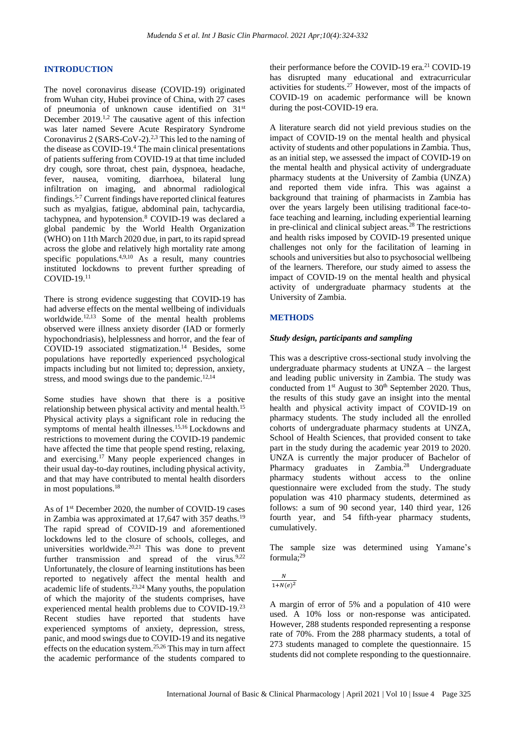## INTRODUCTION

The novel coronavirus disease (COVID-19) originated from Wuhan city, Hubei province of China, with 27 cases of pneumonia of unknown cause identified on 31st December 2019.[1,2] The causative agent of this infection was later named Severe Acute Respiratory Syndrome Coronavirus 2 (SARS-CoV-2).[2,3] This led to the naming of the disease as COVID-19.[4] The main clinical presentations of patients suffering from COVID-19 at that time included dry cough, sore throat, chest pain, dyspnoea, headache, fever, nausea, vomiting, diarrhoea, bilateral lung infiltration on imaging, and abnormal radiological findings.[5-7] Current findings have reported clinical features such as myalgias, fatigue, abdominal pain, tachycardia, tachypnea, and hypotension.[8] COVID-19 was declared a global pandemic by the World Health Organization (WHO) on 11th March 2020 due, in part, to its rapid spread across the globe and relatively high mortality rate among specific populations.[4,9,10] As a result, many countries instituted lockdowns to prevent further spreading of COVID-19.[11]

There is strong evidence suggesting that COVID-19 has had adverse effects on the mental wellbeing of individuals worldwide.[12,13] Some of the mental health problems observed were illness anxiety disorder (IAD or formerly hypochondriasis), helplessness and horror, and the fear of COVID-19 associated stigmatization.[14] Besides, some populations have reportedly experienced psychological impacts including but not limited to; depression, anxiety, stress, and mood swings due to the pandemic.[12,14]

Some studies have shown that there is a positive relationship between physical activity and mental health.[15] Physical activity plays a significant role in reducing the symptoms of mental health illnesses.[15,16] Lockdowns and restrictions to movement during the COVID-19 pandemic have affected the time that people spend resting, relaxing, and exercising.[17] Many people experienced changes in their usual day-to-day routines, including physical activity, and that may have contributed to mental health disorders in most populations.[18]

As of 1st December 2020, the number of COVID-19 cases in Zambia was approximated at 17,647 with 357 deaths.[19] The rapid spread of COVID-19 and aforementioned lockdowns led to the closure of schools, colleges, and universities worldwide.[20,21] This was done to prevent further transmission and spread of the virus.[9,22] Unfortunately, the closure of learning institutions has been reported to negatively affect the mental health and academic life of students.[23,24] Many youths, the population of which the majority of the students comprises, have experienced mental health problems due to COVID-19.[23] Recent studies have reported that students have experienced symptoms of anxiety, depression, stress, panic, and mood swings due to COVID-19 and its negative effects on the education system.[25,26] This may in turn affect the academic performance of the students compared to their performance before the COVID-19 era.[21] COVID-19 has disrupted many educational and extracurricular activities for students.[27] However, most of the impacts of COVID-19 on academic performance will be known during the post-COVID-19 era.

A literature search did not yield previous studies on the impact of COVID-19 on the mental health and physical activity of students and other populations in Zambia. Thus, as an initial step, we assessed the impact of COVID-19 on the mental health and physical activity of undergraduate pharmacy students at the University of Zambia (UNZA) and reported them vide infra. This was against a background that training of pharmacists in Zambia has over the years largely been utilising traditional face-to-face teaching and learning, including experiential learning in pre-clinical and clinical subject areas.[28] The restrictions and health risks imposed by COVID-19 presented unique challenges not only for the facilitation of learning in schools and universities but also to psychosocial wellbeing of the learners. Therefore, our study aimed to assess the impact of COVID-19 on the mental health and physical activity of undergraduate pharmacy students at the University of Zambia.

## METHODS

### *Study design, participants and sampling*

This was a descriptive cross-sectional study involving the undergraduate pharmacy students at UNZA – the largest and leading public university in Zambia. The study was conducted from 1st August to 30th September 2020. Thus, the results of this study gave an insight into the mental health and physical activity impact of COVID-19 on pharmacy students. The study included all the enrolled cohorts of undergraduate pharmacy students at UNZA, School of Health Sciences, that provided consent to take part in the study during the academic year 2019 to 2020. UNZA is currently the major producer of Bachelor of Pharmacy graduates in Zambia.[28] Undergraduate pharmacy students without access to the online questionnaire were excluded from the study. The study population was 410 pharmacy students, determined as follows: a sum of 90 second year, 140 third year, 126 fourth year, and 54 fifth-year pharmacy students, cumulatively.

The sample size was determined using Yamane's formula;[29]

$$\frac{N}{1+N(e)^2}$$

A margin of error of 5% and a population of 410 were used. A 10% loss or non-response was anticipated. However, 288 students responded representing a response rate of 70%. From the 288 pharmacy students, a total of 273 students managed to complete the questionnaire. 15 students did not complete responding to the questionnaire.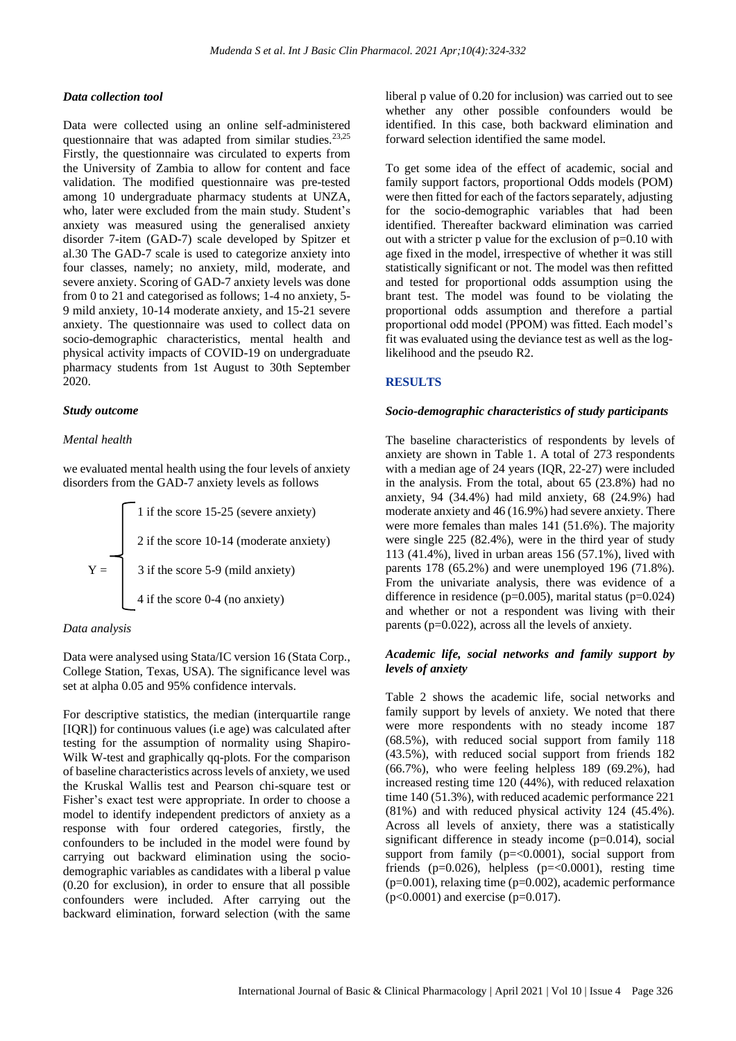### *Data collection tool*

Data were collected using an online self-administered questionnaire that was adapted from similar studies.[23,25] Firstly, the questionnaire was circulated to experts from the University of Zambia to allow for content and face validation. The modified questionnaire was pre-tested among 10 undergraduate pharmacy students at UNZA, who, later were excluded from the main study. Student's anxiety was measured using the generalised anxiety disorder 7-item (GAD-7) scale developed by Spitzer et al.30 The GAD-7 scale is used to categorize anxiety into four classes, namely; no anxiety, mild, moderate, and severe anxiety. Scoring of GAD-7 anxiety levels was done from 0 to 21 and categorised as follows; 1-4 no anxiety, 5-9 mild anxiety, 10-14 moderate anxiety, and 15-21 severe anxiety. The questionnaire was used to collect data on socio-demographic characteristics, mental health and physical activity impacts of COVID-19 on undergraduate pharmacy students from 1st August to 30th September 2020.

### *Study outcome*

*Mental health*

we evaluated mental health using the four levels of anxiety disorders from the GAD-7 anxiety levels as follows

$$
Y = \begin{cases} 1 \text{ if the score 15-25 (severe anxiety)} \\ 2 \text{ if the score 10-14 (moderate anxiety)} \\ 3 \text{ if the score 5-9 (mild anxiety)} \\ 4 \text{ if the score 0-4 (no anxiety)} \end{cases}
$$

*Data analysis*

Data were analysed using Stata/IC version 16 (Stata Corp., College Station, Texas, USA). The significance level was set at alpha 0.05 and 95% confidence intervals.

For descriptive statistics, the median (interquartile range [IQR]) for continuous values (i.e age) was calculated after testing for the assumption of normality using Shapiro-Wilk W-test and graphically qq-plots. For the comparison of baseline characteristics across levels of anxiety, we used the Kruskal Wallis test and Pearson chi-square test or Fisher's exact test were appropriate. In order to choose a model to identify independent predictors of anxiety as a response with four ordered categories, firstly, the confounders to be included in the model were found by carrying out backward elimination using the socio-demographic variables as candidates with a liberal p value (0.20 for exclusion), in order to ensure that all possible confounders were included. After carrying out the backward elimination, forward selection (with the same liberal p value of 0.20 for inclusion) was carried out to see whether any other possible confounders would be identified. In this case, both backward elimination and forward selection identified the same model.

To get some idea of the effect of academic, social and family support factors, proportional Odds models (POM) were then fitted for each of the factors separately, adjusting for the socio-demographic variables that had been identified. Thereafter backward elimination was carried out with a stricter p value for the exclusion of p=0.10 with age fixed in the model, irrespective of whether it was still statistically significant or not. The model was then refitted and tested for proportional odds assumption using the brant test. The model was found to be violating the proportional odds assumption and therefore a partial proportional odd model (PPOM) was fitted. Each model's fit was evaluated using the deviance test as well as the log-likelihood and the pseudo R2.

## RESULTS

### *Socio-demographic characteristics of study participants*

The baseline characteristics of respondents by levels of anxiety are shown in Table 1. A total of 273 respondents with a median age of 24 years (IQR, 22-27) were included in the analysis. From the total, about 65 (23.8%) had no anxiety, 94 (34.4%) had mild anxiety, 68 (24.9%) had moderate anxiety and 46 (16.9%) had severe anxiety. There were more females than males 141 (51.6%). The majority were single 225 (82.4%), were in the third year of study 113 (41.4%), lived in urban areas 156 (57.1%), lived with parents 178 (65.2%) and were unemployed 196 (71.8%). From the univariate analysis, there was evidence of a difference in residence (p=0.005), marital status (p=0.024) and whether or not a respondent was living with their parents (p=0.022), across all the levels of anxiety.

### *Academic life, social networks and family support by levels of anxiety*

Table 2 shows the academic life, social networks and family support by levels of anxiety. We noted that there were more respondents with no steady income 187 (68.5%), with reduced social support from family 118 (43.5%), with reduced social support from friends 182 (66.7%), who were feeling helpless 189 (69.2%), had increased resting time 120 (44%), with reduced relaxation time 140 (51.3%), with reduced academic performance 221 (81%) and with reduced physical activity 124 (45.4%). Across all levels of anxiety, there was a statistically significant difference in steady income (p=0.014), social support from family (p=<0.0001), social support from friends (p=0.026), helpless (p=<0.0001), resting time (p=0.001), relaxing time (p=0.002), academic performance (p<0.0001) and exercise (p=0.017).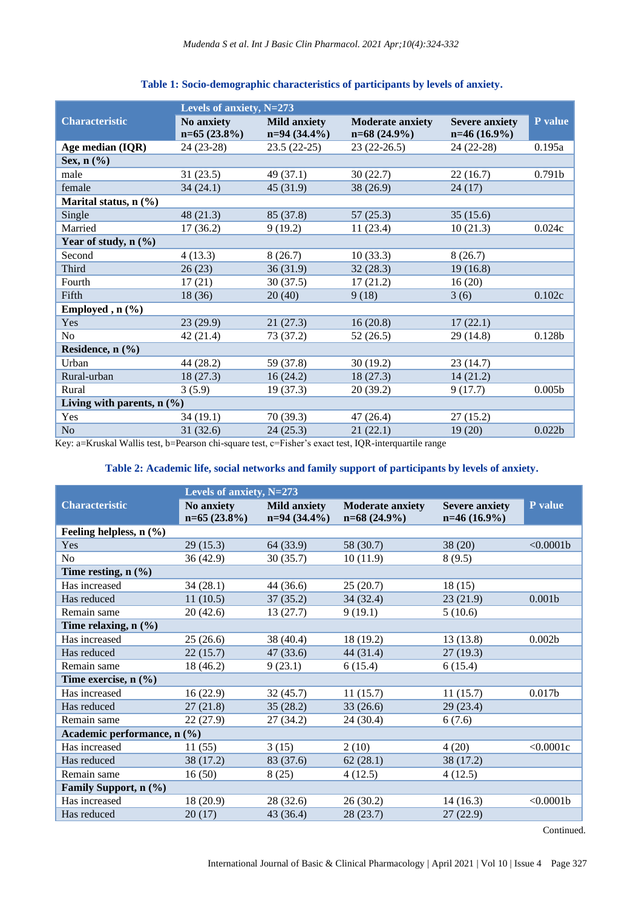**Table 1: Socio-demographic characteristics of participants by levels of anxiety.**

| Characteristic | Levels of anxiety, N=273 | | | | P value |
|---|---|---|---|---|---|
| | No anxiety n=65 (23.8%) | Mild anxiety n=94 (34.4%) | Moderate anxiety n=68 (24.9%) | Severe anxiety n=46 (16.9%) | |
| **Age median (IQR)** | 24 (23-28) | 23.5 (22-25) | 23 (22-26.5) | 24 (22-28) | 0.195a |
| **Sex, n (%)** | | | | | |
| male | 31 (23.5) | 49 (37.1) | 30 (22.7) | 22 (16.7) | 0.791b |
| female | 34 (24.1) | 45 (31.9) | 38 (26.9) | 24 (17) | |
| **Marital status, n (%)** | | | | | |
| Single | 48 (21.3) | 85 (37.8) | 57 (25.3) | 35 (15.6) | |
| Married | 17 (36.2) | 9 (19.2) | 11 (23.4) | 10 (21.3) | 0.024c |
| **Year of study, n (%)** | | | | | |
| Second | 4 (13.3) | 8 (26.7) | 10 (33.3) | 8 (26.7) | |
| Third | 26 (23) | 36 (31.9) | 32 (28.3) | 19 (16.8) | |
| Fourth | 17 (21) | 30 (37.5) | 17 (21.2) | 16 (20) | |
| Fifth | 18 (36) | 20 (40) | 9 (18) | 3 (6) | 0.102c |
| **Employed , n (%)** | | | | | |
| Yes | 23 (29.9) | 21 (27.3) | 16 (20.8) | 17 (22.1) | |
| No | 42 (21.4) | 73 (37.2) | 52 (26.5) | 29 (14.8) | 0.128b |
| **Residence, n (%)** | | | | | |
| Urban | 44 (28.2) | 59 (37.8) | 30 (19.2) | 23 (14.7) | |
| Rural-urban | 18 (27.3) | 16 (24.2) | 18 (27.3) | 14 (21.2) | |
| Rural | 3 (5.9) | 19 (37.3) | 20 (39.2) | 9 (17.7) | 0.005b |
| **Living with parents, n (%)** | | | | | |
| Yes | 34 (19.1) | 70 (39.3) | 47 (26.4) | 27 (15.2) | |
| No | 31 (32.6) | 24 (25.3) | 21 (22.1) | 19 (20) | 0.022b |

Key: a=Kruskal Wallis test, b=Pearson chi-square test, c=Fisher's exact test, IQR-interquartile range

**Table 2: Academic life, social networks and family support of participants by levels of anxiety.**

| Characteristic | Levels of anxiety, N=273 | | | | P value |
|---|---|---|---|---|---|
| | No anxiety n=65 (23.8%) | Mild anxiety n=94 (34.4%) | Moderate anxiety n=68 (24.9%) | Severe anxiety n=46 (16.9%) | |
| **Feeling helpless, n (%)** | | | | | |
| Yes | 29 (15.3) | 64 (33.9) | 58 (30.7) | 38 (20) | <0.0001b |
| No | 36 (42.9) | 30 (35.7) | 10 (11.9) | 8 (9.5) | |
| **Time resting, n (%)** | | | | | |
| Has increased | 34 (28.1) | 44 (36.6) | 25 (20.7) | 18 (15) | |
| Has reduced | 11 (10.5) | 37 (35.2) | 34 (32.4) | 23 (21.9) | 0.001b |
| Remain same | 20 (42.6) | 13 (27.7) | 9 (19.1) | 5 (10.6) | |
| **Time relaxing, n (%)** | | | | | |
| Has increased | 25 (26.6) | 38 (40.4) | 18 (19.2) | 13 (13.8) | 0.002b |
| Has reduced | 22 (15.7) | 47 (33.6) | 44 (31.4) | 27 (19.3) | |
| Remain same | 18 (46.2) | 9 (23.1) | 6 (15.4) | 6 (15.4) | |
| **Time exercise, n (%)** | | | | | |
| Has increased | 16 (22.9) | 32 (45.7) | 11 (15.7) | 11 (15.7) | 0.017b |
| Has reduced | 27 (21.8) | 35 (28.2) | 33 (26.6) | 29 (23.4) | |
| Remain same | 22 (27.9) | 27 (34.2) | 24 (30.4) | 6 (7.6) | |
| **Academic performance, n (%)** | | | | | |
| Has increased | 11 (55) | 3 (15) | 2 (10) | 4 (20) | <0.0001c |
| Has reduced | 38 (17.2) | 83 (37.6) | 62 (28.1) | 38 (17.2) | |
| Remain same | 16 (50) | 8 (25) | 4 (12.5) | 4 (12.5) | |
| **Family Support, n (%)** | | | | | |
| Has increased | 18 (20.9) | 28 (32.6) | 26 (30.2) | 14 (16.3) | <0.0001b |
| Has reduced | 20 (17) | 43 (36.4) | 28 (23.7) | 27 (22.9) | |

Continued.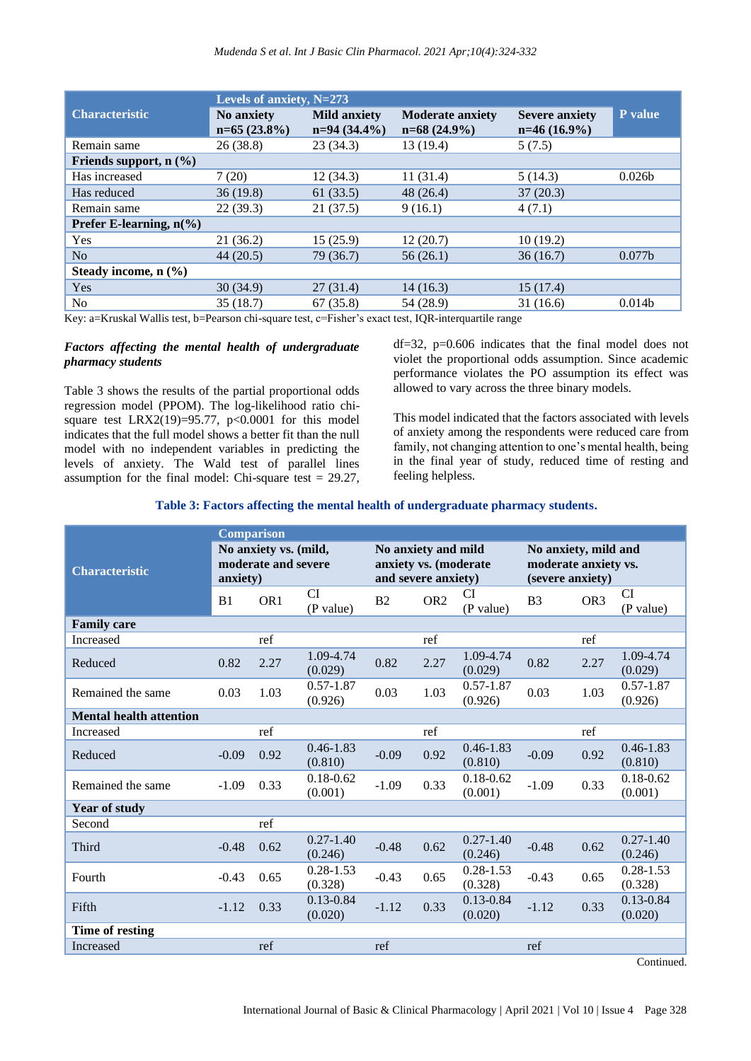| Characteristic | Levels of anxiety, N=273 | | | | P value |
|---|---|---|---|---|---|
| | No anxiety n=65 (23.8%) | Mild anxiety n=94 (34.4%) | Moderate anxiety n=68 (24.9%) | Severe anxiety n=46 (16.9%) | |
| Remain same | 26 (38.8) | 23 (34.3) | 13 (19.4) | 5 (7.5) | |
| **Friends support, n (%)** | | | | | |
| Has increased | 7 (20) | 12 (34.3) | 11 (31.4) | 5 (14.3) | 0.026b |
| Has reduced | 36 (19.8) | 61 (33.5) | 48 (26.4) | 37 (20.3) | |
| Remain same | 22 (39.3) | 21 (37.5) | 9 (16.1) | 4 (7.1) | |
| **Prefer E-learning, n(%)** | | | | | |
| Yes | 21 (36.2) | 15 (25.9) | 12 (20.7) | 10 (19.2) | |
| No | 44 (20.5) | 79 (36.7) | 56 (26.1) | 36 (16.7) | 0.077b |
| **Steady income, n (%)** | | | | | |
| Yes | 30 (34.9) | 27 (31.4) | 14 (16.3) | 15 (17.4) | |
| No | 35 (18.7) | 67 (35.8) | 54 (28.9) | 31 (16.6) | 0.014b |

Key: a=Kruskal Wallis test, b=Pearson chi-square test, c=Fisher's exact test, IQR-interquartile range

### *Factors affecting the mental health of undergraduate pharmacy students*

Table 3 shows the results of the partial proportional odds regression model (PPOM). The log-likelihood ratio chi-square test LRX2(19)=95.77, p<0.0001 for this model indicates that the full model shows a better fit than the null model with no independent variables in predicting the levels of anxiety. The Wald test of parallel lines assumption for the final model: Chi-square test = 29.27, df=32, p=0.606 indicates that the final model does not violate the proportional odds assumption. Since academic performance violates the PO assumption its effect was allowed to vary across the three binary models.

This model indicated that the factors associated with levels of anxiety among the respondents were reduced care from family, not changing attention to one's mental health, being in the final year of study, reduced time of resting and feeling helpless.

**Table 3: Factors affecting the mental health of undergraduate pharmacy students.**

| Characteristic | Comparison | | | | | | | | |
|---|---|---|---|---|---|---|---|---|---|
| | No anxiety vs. (mild, moderate and severe anxiety) | | | No anxiety and mild anxiety vs. (moderate and severe anxiety) | | | No anxiety, mild and moderate anxiety vs. (severe anxiety) | | |
| | B1 | OR1 | CI (P value) | B2 | OR2 | CI (P value) | B3 | OR3 | CI (P value) |
| **Family care** | | | | | | | | | |
| Increased | | ref | | | ref | | | ref | |
| Reduced | 0.82 | 2.27 | 1.09-4.74 (0.029) | 0.82 | 2.27 | 1.09-4.74 (0.029) | 0.82 | 2.27 | 1.09-4.74 (0.029) |
| Remained the same | 0.03 | 1.03 | 0.57-1.87 (0.926) | 0.03 | 1.03 | 0.57-1.87 (0.926) | 0.03 | 1.03 | 0.57-1.87 (0.926) |
| **Mental health attention** | | | | | | | | | |
| Increased | | ref | | | ref | | | ref | |
| Reduced | -0.09 | 0.92 | 0.46-1.83 (0.810) | -0.09 | 0.92 | 0.46-1.83 (0.810) | -0.09 | 0.92 | 0.46-1.83 (0.810) |
| Remained the same | -1.09 | 0.33 | 0.18-0.62 (0.001) | -1.09 | 0.33 | 0.18-0.62 (0.001) | -1.09 | 0.33 | 0.18-0.62 (0.001) |
| **Year of study** | | | | | | | | | |
| Second | | ref | | | | | | | |
| Third | -0.48 | 0.62 | 0.27-1.40 (0.246) | -0.48 | 0.62 | 0.27-1.40 (0.246) | -0.48 | 0.62 | 0.27-1.40 (0.246) |
| Fourth | -0.43 | 0.65 | 0.28-1.53 (0.328) | -0.43 | 0.65 | 0.28-1.53 (0.328) | -0.43 | 0.65 | 0.28-1.53 (0.328) |
| Fifth | -1.12 | 0.33 | 0.13-0.84 (0.020) | -1.12 | 0.33 | 0.13-0.84 (0.020) | -1.12 | 0.33 | 0.13-0.84 (0.020) |
| **Time of resting** | | | | | | | | | |
| Increased | | ref | | ref | | | ref | | |

Continued.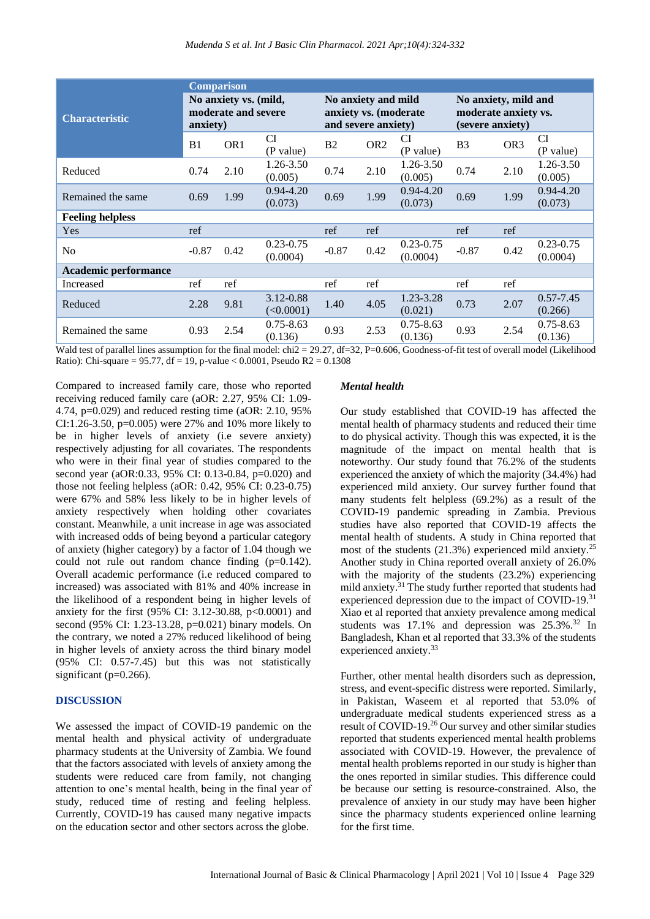| Characteristic | Comparison | | | | | | | | |
|---|---|---|---|---|---|---|---|---|---|
| | No anxiety vs. (mild, moderate and severe anxiety) | | | No anxiety and mild anxiety vs. (moderate and severe anxiety) | | | No anxiety, mild and moderate anxiety vs. (severe anxiety) | | |
| | B1 | OR1 | CI (P value) | B2 | OR2 | CI (P value) | B3 | OR3 | CI (P value) |
| Reduced | 0.74 | 2.10 | 1.26-3.50 (0.005) | 0.74 | 2.10 | 1.26-3.50 (0.005) | 0.74 | 2.10 | 1.26-3.50 (0.005) |
| Remained the same | 0.69 | 1.99 | 0.94-4.20 (0.073) | 0.69 | 1.99 | 0.94-4.20 (0.073) | 0.69 | 1.99 | 0.94-4.20 (0.073) |
| **Feeling helpless** | | | | | | | | | |
| Yes | ref | | | ref | ref | | ref | ref | |
| No | -0.87 | 0.42 | 0.23-0.75 (0.0004) | -0.87 | 0.42 | 0.23-0.75 (0.0004) | -0.87 | 0.42 | 0.23-0.75 (0.0004) |
| **Academic performance** | | | | | | | | | |
| Increased | ref | ref | | ref | ref | | ref | ref | |
| Reduced | 2.28 | 9.81 | 3.12-0.88 (<0.0001) | 1.40 | 4.05 | 1.23-3.28 (0.021) | 0.73 | 2.07 | 0.57-7.45 (0.266) |
| Remained the same | 0.93 | 2.54 | 0.75-8.63 (0.136) | 0.93 | 2.53 | 0.75-8.63 (0.136) | 0.93 | 2.54 | 0.75-8.63 (0.136) |

Wald test of parallel lines assumption for the final model: chi2 = 29.27, df=32, P=0.606, Goodness-of-fit test of overall model (Likelihood Ratio): Chi-square = 95.77, df = 19, p-value < 0.0001, Pseudo R2 = 0.1308

Compared to increased family care, those who reported receiving reduced family care (aOR: 2.27, 95% CI: 1.09-4.74, p=0.029) and reduced resting time (aOR: 2.10, 95% CI:1.26-3.50, p=0.005) were 27% and 10% more likely to be in higher levels of anxiety (i.e severe anxiety) respectively adjusting for all covariates. The respondents who were in their final year of studies compared to the second year (aOR:0.33, 95% CI: 0.13-0.84, p=0.020) and those not feeling helpless (aOR: 0.42, 95% CI: 0.23-0.75) were 67% and 58% less likely to be in higher levels of anxiety respectively when holding other covariates constant. Meanwhile, a unit increase in age was associated with increased odds of being beyond a particular category of anxiety (higher category) by a factor of 1.04 though we could not rule out random chance finding (p=0.142). Overall academic performance (i.e reduced compared to increased) was associated with 81% and 40% increase in the likelihood of a respondent being in higher levels of anxiety for the first (95% CI: 3.12-30.88, p<0.0001) and second (95% CI: 1.23-13.28, p=0.021) binary models. On the contrary, we noted a 27% reduced likelihood of being in higher levels of anxiety across the third binary model (95% CI: 0.57-7.45) but this was not statistically significant (p=0.266).

## DISCUSSION

We assessed the impact of COVID-19 pandemic on the mental health and physical activity of undergraduate pharmacy students at the University of Zambia. We found that the factors associated with levels of anxiety among the students were reduced care from family, not changing attention to one's mental health, being in the final year of study, reduced time of resting and feeling helpless. Currently, COVID-19 has caused many negative impacts on the education sector and other sectors across the globe.

### *Mental health*

Our study established that COVID-19 has affected the mental health of pharmacy students and reduced their time to do physical activity. Though this was expected, it is the magnitude of the impact on mental health that is noteworthy. Our study found that 76.2% of the students experienced the anxiety of which the majority (34.4%) had experienced mild anxiety. Our survey further found that many students felt helpless (69.2%) as a result of the COVID-19 pandemic spreading in Zambia. Previous studies have also reported that COVID-19 affects the mental health of students. A study in China reported that most of the students (21.3%) experienced mild anxiety.[25] Another study in China reported overall anxiety of 26.0% with the majority of the students (23.2%) experiencing mild anxiety.[31] The study further reported that students had experienced depression due to the impact of COVID-19.[31] Xiao et al reported that anxiety prevalence among medical students was 17.1% and depression was 25.3%.[32] In Bangladesh, Khan et al reported that 33.3% of the students experienced anxiety.[33]

Further, other mental health disorders such as depression, stress, and event-specific distress were reported. Similarly, in Pakistan, Waseem et al reported that 53.0% of undergraduate medical students experienced stress as a result of COVID-19.[26] Our survey and other similar studies reported that students experienced mental health problems associated with COVID-19. However, the prevalence of mental health problems reported in our study is higher than the ones reported in similar studies. This difference could be because our setting is resource-constrained. Also, the prevalence of anxiety in our study may have been higher since the pharmacy students experienced online learning for the first time.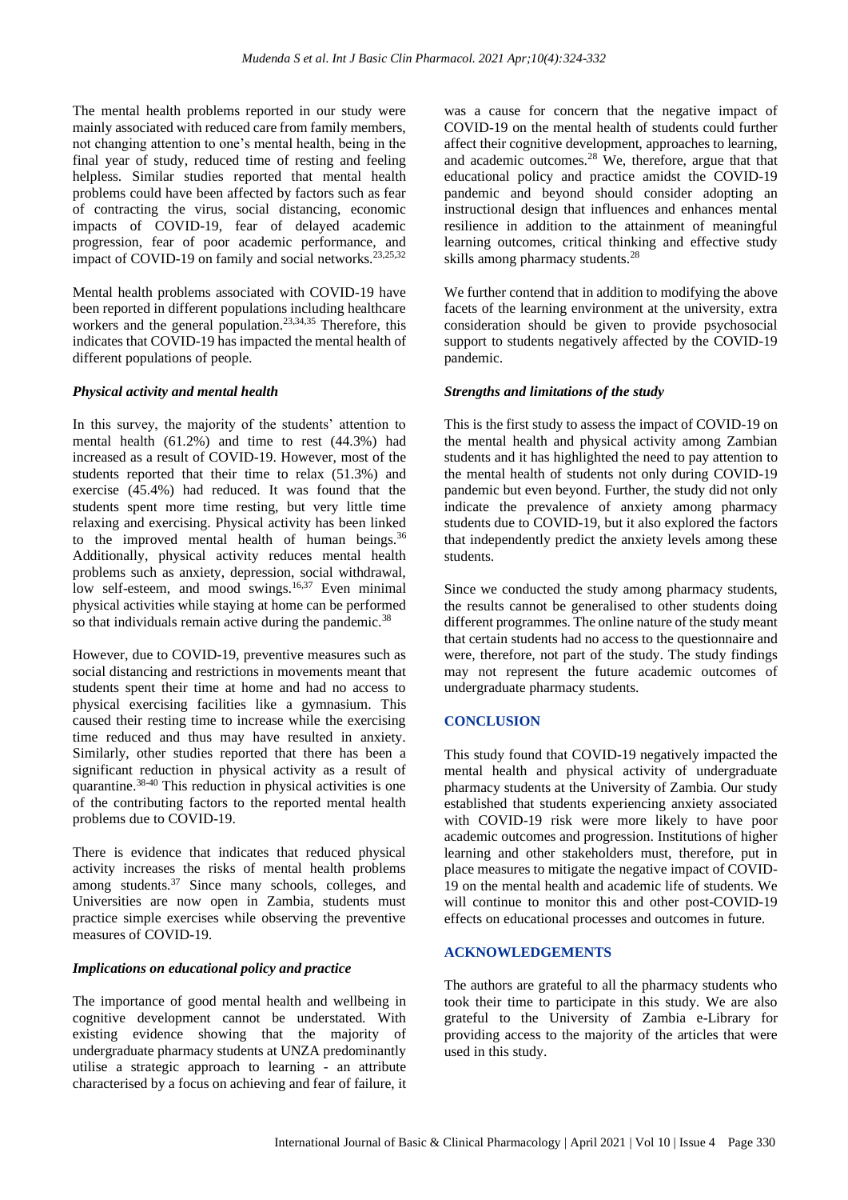The mental health problems reported in our study were mainly associated with reduced care from family members, not changing attention to one's mental health, being in the final year of study, reduced time of resting and feeling helpless. Similar studies reported that mental health problems could have been affected by factors such as fear of contracting the virus, social distancing, economic impacts of COVID-19, fear of delayed academic progression, fear of poor academic performance, and impact of COVID-19 on family and social networks.[23,25,32]

Mental health problems associated with COVID-19 have been reported in different populations including healthcare workers and the general population.[23,34,35] Therefore, this indicates that COVID-19 has impacted the mental health of different populations of people.

### *Physical activity and mental health*

In this survey, the majority of the students' attention to mental health (61.2%) and time to rest (44.3%) had increased as a result of COVID-19. However, most of the students reported that their time to relax (51.3%) and exercise (45.4%) had reduced. It was found that the students spent more time resting, but very little time relaxing and exercising. Physical activity has been linked to the improved mental health of human beings.[36] Additionally, physical activity reduces mental health problems such as anxiety, depression, social withdrawal, low self-esteem, and mood swings.[16,37] Even minimal physical activities while staying at home can be performed so that individuals remain active during the pandemic.[38]

However, due to COVID-19, preventive measures such as social distancing and restrictions in movements meant that students spent their time at home and had no access to physical exercising facilities like a gymnasium. This caused their resting time to increase while the exercising time reduced and thus may have resulted in anxiety. Similarly, other studies reported that there has been a significant reduction in physical activity as a result of quarantine.[38-40] This reduction in physical activities is one of the contributing factors to the reported mental health problems due to COVID-19.

There is evidence that indicates that reduced physical activity increases the risks of mental health problems among students.[37] Since many schools, colleges, and Universities are now open in Zambia, students must practice simple exercises while observing the preventive measures of COVID-19.

### *Implications on educational policy and practice*

The importance of good mental health and wellbeing in cognitive development cannot be understated. With existing evidence showing that the majority of undergraduate pharmacy students at UNZA predominantly utilise a strategic approach to learning - an attribute characterised by a focus on achieving and fear of failure, it was a cause for concern that the negative impact of COVID-19 on the mental health of students could further affect their cognitive development, approaches to learning, and academic outcomes.[28] We, therefore, argue that that educational policy and practice amidst the COVID-19 pandemic and beyond should consider adopting an instructional design that influences and enhances mental resilience in addition to the attainment of meaningful learning outcomes, critical thinking and effective study skills among pharmacy students.[28]

We further contend that in addition to modifying the above facets of the learning environment at the university, extra consideration should be given to provide psychosocial support to students negatively affected by the COVID-19 pandemic.

### *Strengths and limitations of the study*

This is the first study to assess the impact of COVID-19 on the mental health and physical activity among Zambian students and it has highlighted the need to pay attention to the mental health of students not only during COVID-19 pandemic but even beyond. Further, the study did not only indicate the prevalence of anxiety among pharmacy students due to COVID-19, but it also explored the factors that independently predict the anxiety levels among these students.

Since we conducted the study among pharmacy students, the results cannot be generalised to other students doing different programmes. The online nature of the study meant that certain students had no access to the questionnaire and were, therefore, not part of the study. The study findings may not represent the future academic outcomes of undergraduate pharmacy students.

## CONCLUSION

This study found that COVID-19 negatively impacted the mental health and physical activity of undergraduate pharmacy students at the University of Zambia. Our study established that students experiencing anxiety associated with COVID-19 risk were more likely to have poor academic outcomes and progression. Institutions of higher learning and other stakeholders must, therefore, put in place measures to mitigate the negative impact of COVID-19 on the mental health and academic life of students. We will continue to monitor this and other post-COVID-19 effects on educational processes and outcomes in future.

## ACKNOWLEDGEMENTS

The authors are grateful to all the pharmacy students who took their time to participate in this study. We are also grateful to the University of Zambia e-Library for providing access to the majority of the articles that were used in this study.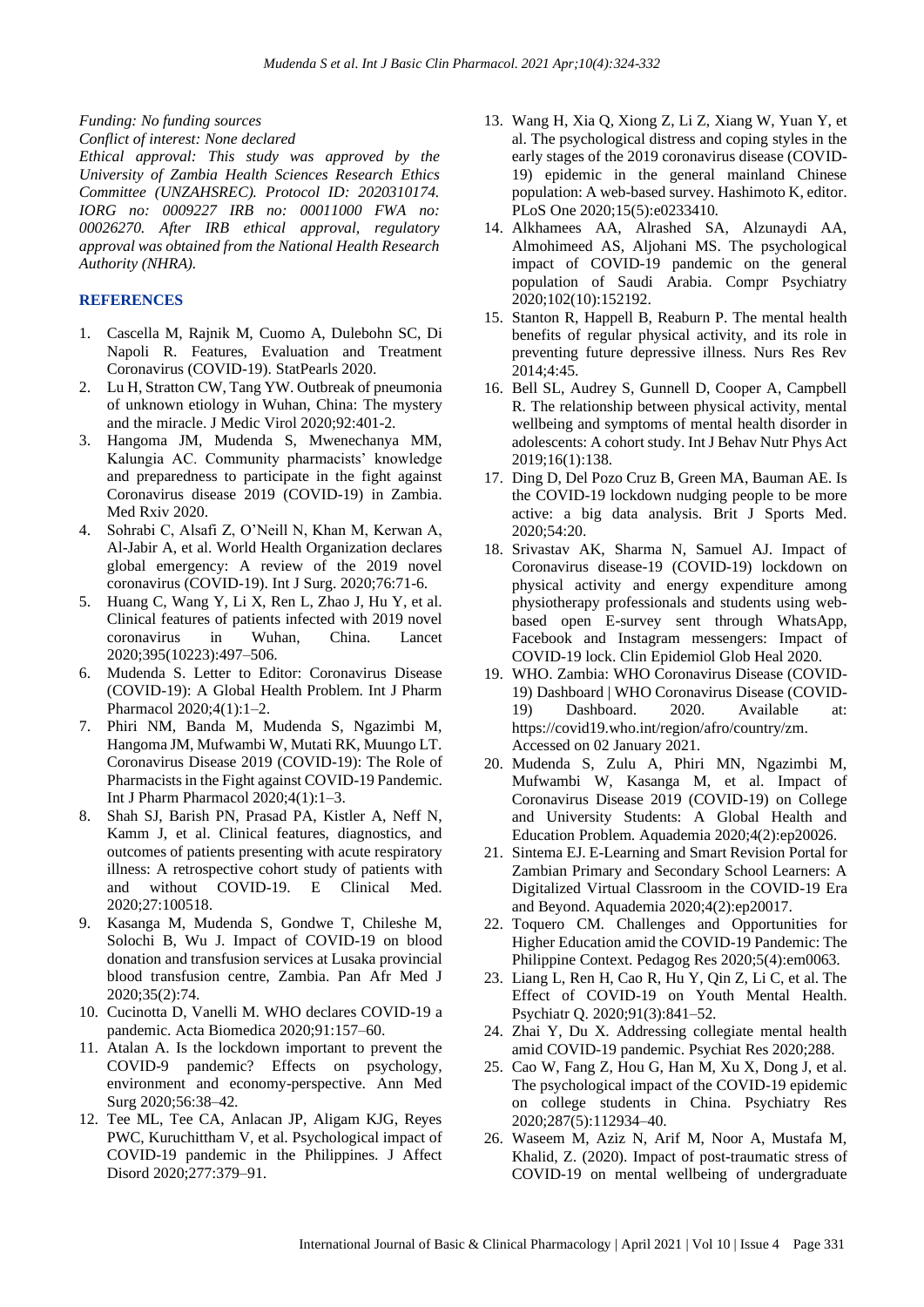*Funding: No funding sources*
*Conflict of interest: None declared*
*Ethical approval: This study was approved by the University of Zambia Health Sciences Research Ethics Committee (UNZAHSREC). Protocol ID: 2020310174. IORG no: 0009227 IRB no: 00011000 FWA no: 00026270. After IRB ethical approval, regulatory approval was obtained from the National Health Research Authority (NHRA).*

## REFERENCES

1. Cascella M, Rajnik M, Cuomo A, Dulebohn SC, Di Napoli R. Features, Evaluation and Treatment Coronavirus (COVID-19). StatPearls 2020.
2. Lu H, Stratton CW, Tang YW. Outbreak of pneumonia of unknown etiology in Wuhan, China: The mystery and the miracle. J Medic Virol 2020;92:401-2.
3. Hangoma JM, Mudenda S, Mwenechanya MM, Kalungia AC. Community pharmacists' knowledge and preparedness to participate in the fight against Coronavirus disease 2019 (COVID-19) in Zambia. Med Rxiv 2020.
4. Sohrabi C, Alsafi Z, O'Neill N, Khan M, Kerwan A, Al-Jabir A, et al. World Health Organization declares global emergency: A review of the 2019 novel coronavirus (COVID-19). Int J Surg. 2020;76:71-6.
5. Huang C, Wang Y, Li X, Ren L, Zhao J, Hu Y, et al. Clinical features of patients infected with 2019 novel coronavirus in Wuhan, China. Lancet 2020;395(10223):497–506.
6. Mudenda S. Letter to Editor: Coronavirus Disease (COVID-19): A Global Health Problem. Int J Pharm Pharmacol 2020;4(1):1–2.
7. Phiri NM, Banda M, Mudenda S, Ngazimbi M, Hangoma JM, Mufwambi W, Mutati RK, Muungo LT. Coronavirus Disease 2019 (COVID-19): The Role of Pharmacists in the Fight against COVID-19 Pandemic. Int J Pharm Pharmacol 2020;4(1):1–3.
8. Shah SJ, Barish PN, Prasad PA, Kistler A, Neff N, Kamm J, et al. Clinical features, diagnostics, and outcomes of patients presenting with acute respiratory illness: A retrospective cohort study of patients with and without COVID-19. E Clinical Med. 2020;27:100518.
9. Kasanga M, Mudenda S, Gondwe T, Chileshe M, Solochi B, Wu J. Impact of COVID-19 on blood donation and transfusion services at Lusaka provincial blood transfusion centre, Zambia. Pan Afr Med J 2020;35(2):74.
10. Cucinotta D, Vanelli M. WHO declares COVID-19 a pandemic. Acta Biomedica 2020;91:157–60.
11. Atalan A. Is the lockdown important to prevent the COVID-9 pandemic? Effects on psychology, environment and economy-perspective. Ann Med Surg 2020;56:38–42.
12. Tee ML, Tee CA, Anlacan JP, Aligam KJG, Reyes PWC, Kuruchittham V, et al. Psychological impact of COVID-19 pandemic in the Philippines. J Affect Disord 2020;277:379–91.
13. Wang H, Xia Q, Xiong Z, Li Z, Xiang W, Yuan Y, et al. The psychological distress and coping styles in the early stages of the 2019 coronavirus disease (COVID-19) epidemic in the general mainland Chinese population: A web-based survey. Hashimoto K, editor. PLoS One 2020;15(5):e0233410.
14. Alkhamees AA, Alrashed SA, Alzunaydi AA, Almohimeed AS, Aljohani MS. The psychological impact of COVID-19 pandemic on the general population of Saudi Arabia. Compr Psychiatry 2020;102(10):152192.
15. Stanton R, Happell B, Reaburn P. The mental health benefits of regular physical activity, and its role in preventing future depressive illness. Nurs Res Rev 2014;4:45.
16. Bell SL, Audrey S, Gunnell D, Cooper A, Campbell R. The relationship between physical activity, mental wellbeing and symptoms of mental health disorder in adolescents: A cohort study. Int J Behav Nutr Phys Act 2019;16(1):138.
17. Ding D, Del Pozo Cruz B, Green MA, Bauman AE. Is the COVID-19 lockdown nudging people to be more active: a big data analysis. Brit J Sports Med. 2020;54:20.
18. Srivastav AK, Sharma N, Samuel AJ. Impact of Coronavirus disease-19 (COVID-19) lockdown on physical activity and energy expenditure among physiotherapy professionals and students using web-based open E-survey sent through WhatsApp, Facebook and Instagram messengers: Impact of COVID-19 lock. Clin Epidemiol Glob Heal 2020.
19. WHO. Zambia: WHO Coronavirus Disease (COVID-19) Dashboard | WHO Coronavirus Disease (COVID-19) Dashboard. 2020. Available at: https://covid19.who.int/region/afro/country/zm. Accessed on 02 January 2021.
20. Mudenda S, Zulu A, Phiri MN, Ngazimbi M, Mufwambi W, Kasanga M, et al. Impact of Coronavirus Disease 2019 (COVID-19) on College and University Students: A Global Health and Education Problem. Aquademia 2020;4(2):ep20026.
21. Sintema EJ. E-Learning and Smart Revision Portal for Zambian Primary and Secondary School Learners: A Digitalized Virtual Classroom in the COVID-19 Era and Beyond. Aquademia 2020;4(2):ep20017.
22. Toquero CM. Challenges and Opportunities for Higher Education amid the COVID-19 Pandemic: The Philippine Context. Pedagog Res 2020;5(4):em0063.
23. Liang L, Ren H, Cao R, Hu Y, Qin Z, Li C, et al. The Effect of COVID-19 on Youth Mental Health. Psychiatr Q. 2020;91(3):841–52.
24. Zhai Y, Du X. Addressing collegiate mental health amid COVID-19 pandemic. Psychiat Res 2020;288.
25. Cao W, Fang Z, Hou G, Han M, Xu X, Dong J, et al. The psychological impact of the COVID-19 epidemic on college students in China. Psychiatry Res 2020;287(5):112934–40.
26. Waseem M, Aziz N, Arif M, Noor A, Mustafa M, Khalid, Z. (2020). Impact of post-traumatic stress of COVID-19 on mental wellbeing of undergraduate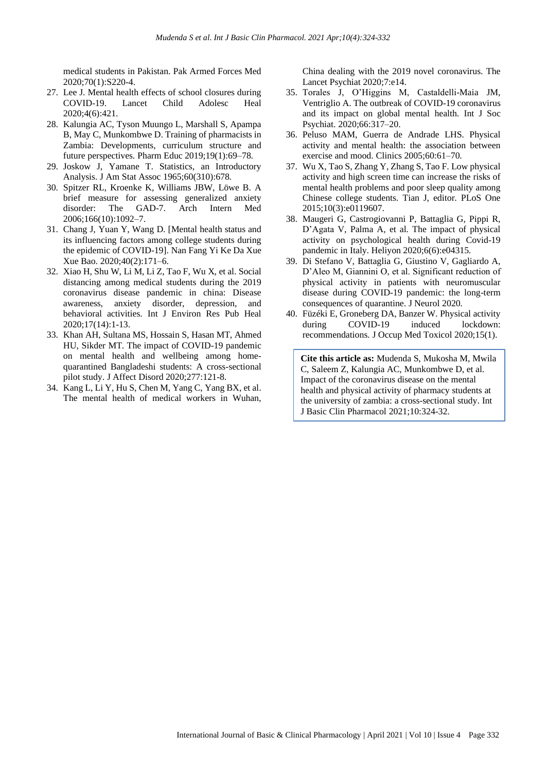medical students in Pakistan. Pak Armed Forces Med 2020;70(1):S220-4.

27. Lee J. Mental health effects of school closures during COVID-19. Lancet Child Adolesc Heal 2020;4(6):421.
28. Kalungia AC, Tyson Muungo L, Marshall S, Apampa B, May C, Munkombwe D. Training of pharmacists in Zambia: Developments, curriculum structure and future perspectives. Pharm Educ 2019;19(1):69–78.
29. Joskow J, Yamane T. Statistics, an Introductory Analysis. J Am Stat Assoc 1965;60(310):678.
30. Spitzer RL, Kroenke K, Williams JBW, Löwe B. A brief measure for assessing generalized anxiety disorder: The GAD-7. Arch Intern Med 2006;166(10):1092–7.
31. Chang J, Yuan Y, Wang D. [Mental health status and its influencing factors among college students during the epidemic of COVID-19]. Nan Fang Yi Ke Da Xue Xue Bao. 2020;40(2):171–6.
32. Xiao H, Shu W, Li M, Li Z, Tao F, Wu X, et al. Social distancing among medical students during the 2019 coronavirus disease pandemic in china: Disease awareness, anxiety disorder, depression, and behavioral activities. Int J Environ Res Pub Heal 2020;17(14):1-13.
33. Khan AH, Sultana MS, Hossain S, Hasan MT, Ahmed HU, Sikder MT. The impact of COVID-19 pandemic on mental health and wellbeing among home-quarantined Bangladeshi students: A cross-sectional pilot study. J Affect Disord 2020;277:121-8.
34. Kang L, Li Y, Hu S, Chen M, Yang C, Yang BX, et al. The mental health of medical workers in Wuhan, China dealing with the 2019 novel coronavirus. The Lancet Psychiat 2020;7:e14.
35. Torales J, O'Higgins M, Castaldelli-Maia JM, Ventriglio A. The outbreak of COVID-19 coronavirus and its impact on global mental health. Int J Soc Psychiat. 2020;66:317–20.
36. Peluso MAM, Guerra de Andrade LHS. Physical activity and mental health: the association between exercise and mood. Clinics 2005;60:61–70.
37. Wu X, Tao S, Zhang Y, Zhang S, Tao F. Low physical activity and high screen time can increase the risks of mental health problems and poor sleep quality among Chinese college students. Tian J, editor. PLoS One 2015;10(3):e0119607.
38. Maugeri G, Castrogiovanni P, Battaglia G, Pippi R, D'Agata V, Palma A, et al. The impact of physical activity on psychological health during Covid-19 pandemic in Italy. Heliyon 2020;6(6):e04315.
39. Di Stefano V, Battaglia G, Giustino V, Gagliardo A, D'Aleo M, Giannini O, et al. Significant reduction of physical activity in patients with neuromuscular disease during COVID-19 pandemic: the long-term consequences of quarantine. J Neurol 2020.
40. Füzéki E, Groneberg DA, Banzer W. Physical activity during COVID-19 induced lockdown: recommendations. J Occup Med Toxicol 2020;15(1).

**Cite this article as:** Mudenda S, Mukosha M, Mwila C, Saleem Z, Kalungia AC, Munkombwe D, et al. Impact of the coronavirus disease on the mental health and physical activity of pharmacy students at the university of zambia: a cross-sectional study. Int J Basic Clin Pharmacol 2021;10:324-32.